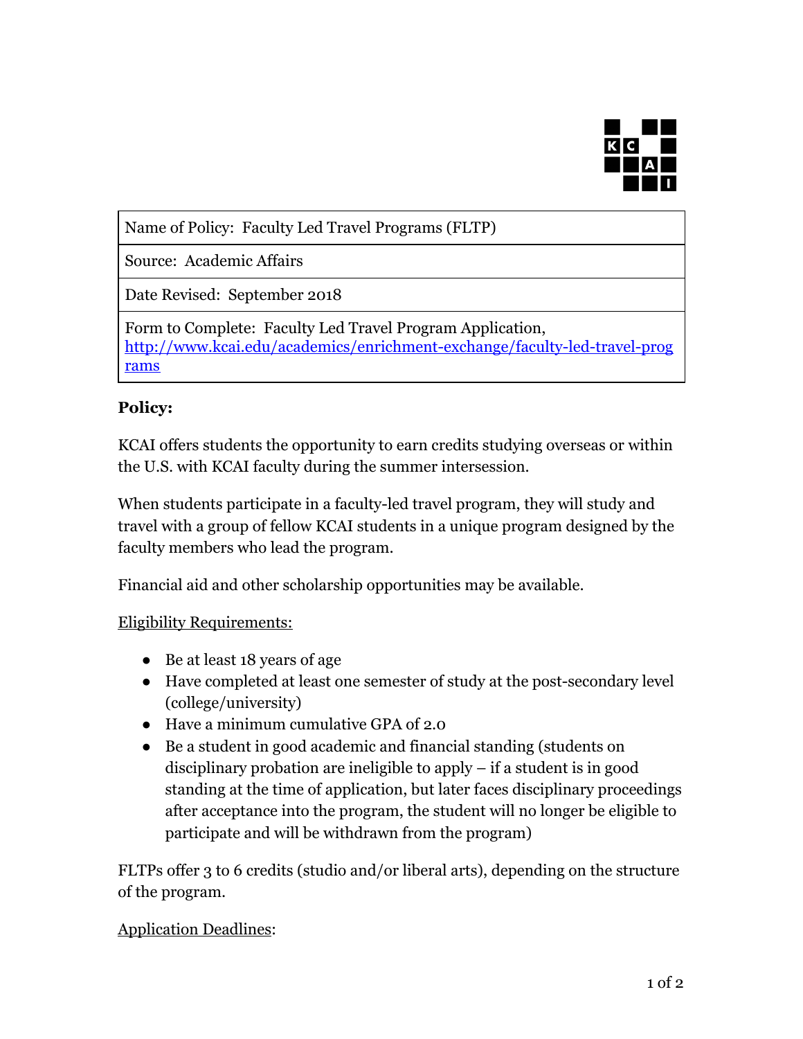| Name of Policy: Faculty Led Travel Programs (FLTP) |
| --- |
| Source: Academic Affairs |
| Date Revised: September 2018 |
| Form to Complete: Faculty Led Travel Program Application, http://www.kcai.edu/academics/enrichment-exchange/faculty-led-travel-programs |

**Policy:**

KCAI offers students the opportunity to earn credits studying overseas or within the U.S. with KCAI faculty during the summer intersession.

When students participate in a faculty-led travel program, they will study and travel with a group of fellow KCAI students in a unique program designed by the faculty members who lead the program.

Financial aid and other scholarship opportunities may be available.

Eligibility Requirements:

- Be at least 18 years of age
- Have completed at least one semester of study at the post-secondary level (college/university)
- Have a minimum cumulative GPA of 2.0
- Be a student in good academic and financial standing (students on disciplinary probation are ineligible to apply – if a student is in good standing at the time of application, but later faces disciplinary proceedings after acceptance into the program, the student will no longer be eligible to participate and will be withdrawn from the program)

FLTPs offer 3 to 6 credits (studio and/or liberal arts), depending on the structure of the program.

Application Deadlines: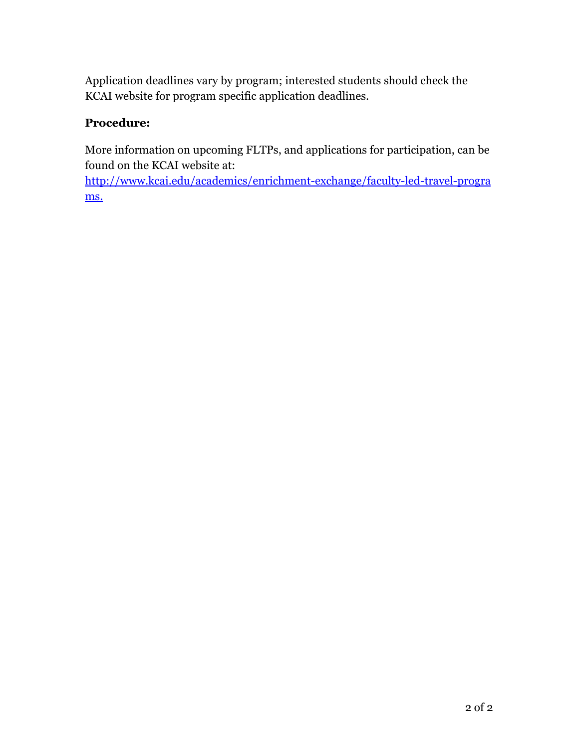Application deadlines vary by program; interested students should check the KCAI website for program specific application deadlines.

**Procedure:**

More information on upcoming FLTPs, and applications for participation, can be found on the KCAI website at: [http://www.kcai.edu/academics/enrichment-exchange/faculty-led-travel-programs.](http://www.kcai.edu/academics/enrichment-exchange/faculty-led-travel-programs)